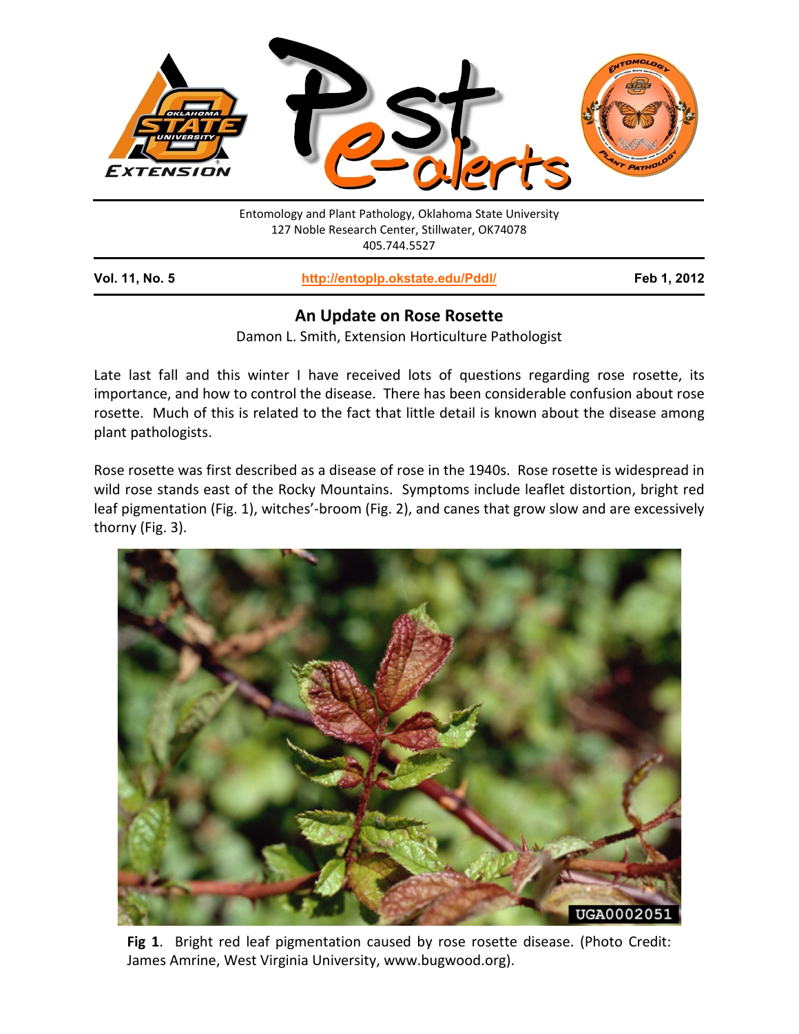Entomology and Plant Pathology, Oklahoma State University
127 Noble Research Center, Stillwater, OK74078
405.744.5527

**Vol. 11, No. 5** | **http://entoplp.okstate.edu/Pddl/** | **Feb 1, 2012**

## An Update on Rose Rosette

Damon L. Smith, Extension Horticulture Pathologist

Late last fall and this winter I have received lots of questions regarding rose rosette, its importance, and how to control the disease. There has been considerable confusion about rose rosette. Much of this is related to the fact that little detail is known about the disease among plant pathologists.

Rose rosette was first described as a disease of rose in the 1940s. Rose rosette is widespread in wild rose stands east of the Rocky Mountains. Symptoms include leaflet distortion, bright red leaf pigmentation (Fig. 1), witches'-broom (Fig. 2), and canes that grow slow and are excessively thorny (Fig. 3).

**Fig 1**. Bright red leaf pigmentation caused by rose rosette disease. (Photo Credit: James Amrine, West Virginia University, www.bugwood.org).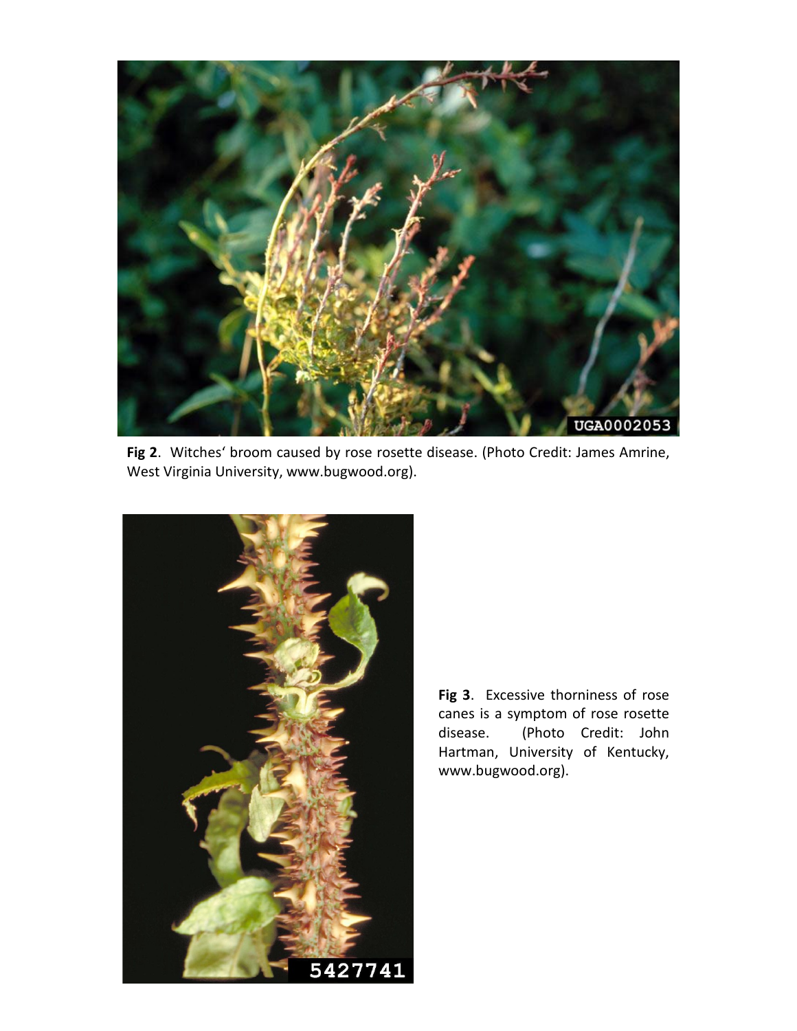**Fig 2**. Witches' broom caused by rose rosette disease. (Photo Credit: James Amrine, West Virginia University, www.bugwood.org).

**Fig 3**. Excessive thorniness of rose canes is a symptom of rose rosette disease. (Photo Credit: John Hartman, University of Kentucky, www.bugwood.org).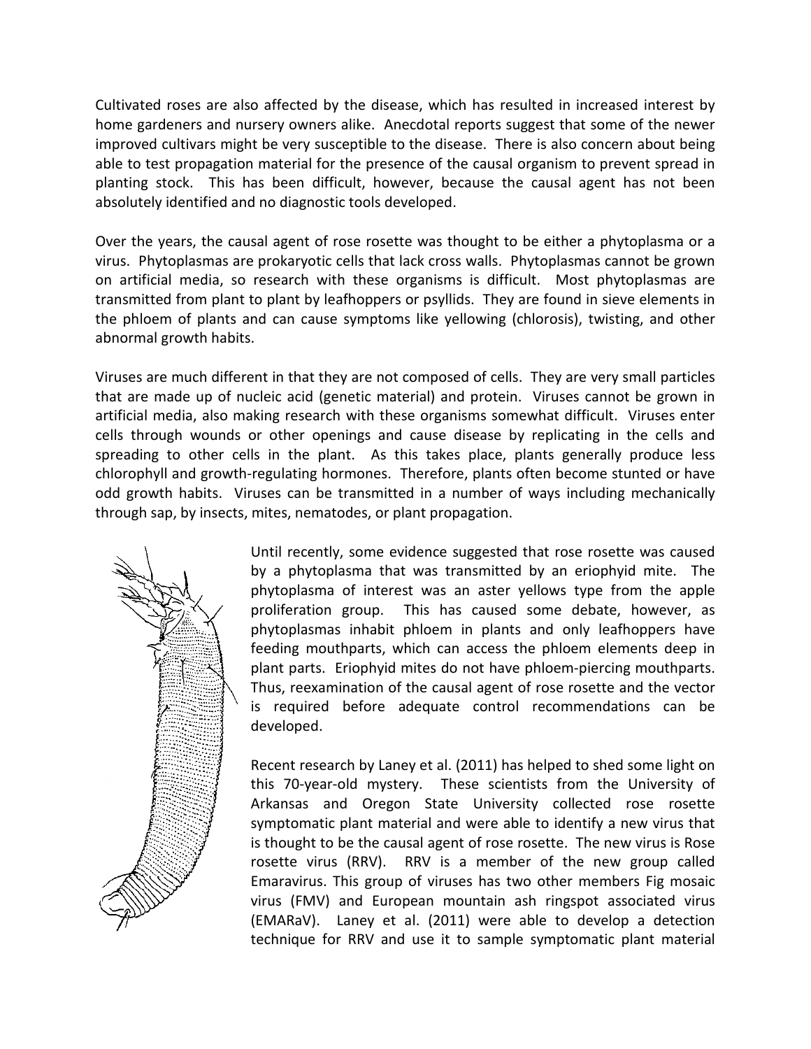Cultivated roses are also affected by the disease, which has resulted in increased interest by home gardeners and nursery owners alike. Anecdotal reports suggest that some of the newer improved cultivars might be very susceptible to the disease. There is also concern about being able to test propagation material for the presence of the causal organism to prevent spread in planting stock. This has been difficult, however, because the causal agent has not been absolutely identified and no diagnostic tools developed.

Over the years, the causal agent of rose rosette was thought to be either a phytoplasma or a virus. Phytoplasmas are prokaryotic cells that lack cross walls. Phytoplasmas cannot be grown on artificial media, so research with these organisms is difficult. Most phytoplasmas are transmitted from plant to plant by leafhoppers or psyllids. They are found in sieve elements in the phloem of plants and can cause symptoms like yellowing (chlorosis), twisting, and other abnormal growth habits.

Viruses are much different in that they are not composed of cells. They are very small particles that are made up of nucleic acid (genetic material) and protein. Viruses cannot be grown in artificial media, also making research with these organisms somewhat difficult. Viruses enter cells through wounds or other openings and cause disease by replicating in the cells and spreading to other cells in the plant. As this takes place, plants generally produce less chlorophyll and growth-regulating hormones. Therefore, plants often become stunted or have odd growth habits. Viruses can be transmitted in a number of ways including mechanically through sap, by insects, mites, nematodes, or plant propagation.

Until recently, some evidence suggested that rose rosette was caused by a phytoplasma that was transmitted by an eriophyid mite. The phytoplasma of interest was an aster yellows type from the apple proliferation group. This has caused some debate, however, as phytoplasmas inhabit phloem in plants and only leafhoppers have feeding mouthparts, which can access the phloem elements deep in plant parts. Eriophyid mites do not have phloem-piercing mouthparts. Thus, reexamination of the causal agent of rose rosette and the vector is required before adequate control recommendations can be developed.

Recent research by Laney et al. (2011) has helped to shed some light on this 70-year-old mystery. These scientists from the University of Arkansas and Oregon State University collected rose rosette symptomatic plant material and were able to identify a new virus that is thought to be the causal agent of rose rosette. The new virus is Rose rosette virus (RRV). RRV is a member of the new group called Emaravirus. This group of viruses has two other members Fig mosaic virus (FMV) and European mountain ash ringspot associated virus (EMARaV). Laney et al. (2011) were able to develop a detection technique for RRV and use it to sample symptomatic plant material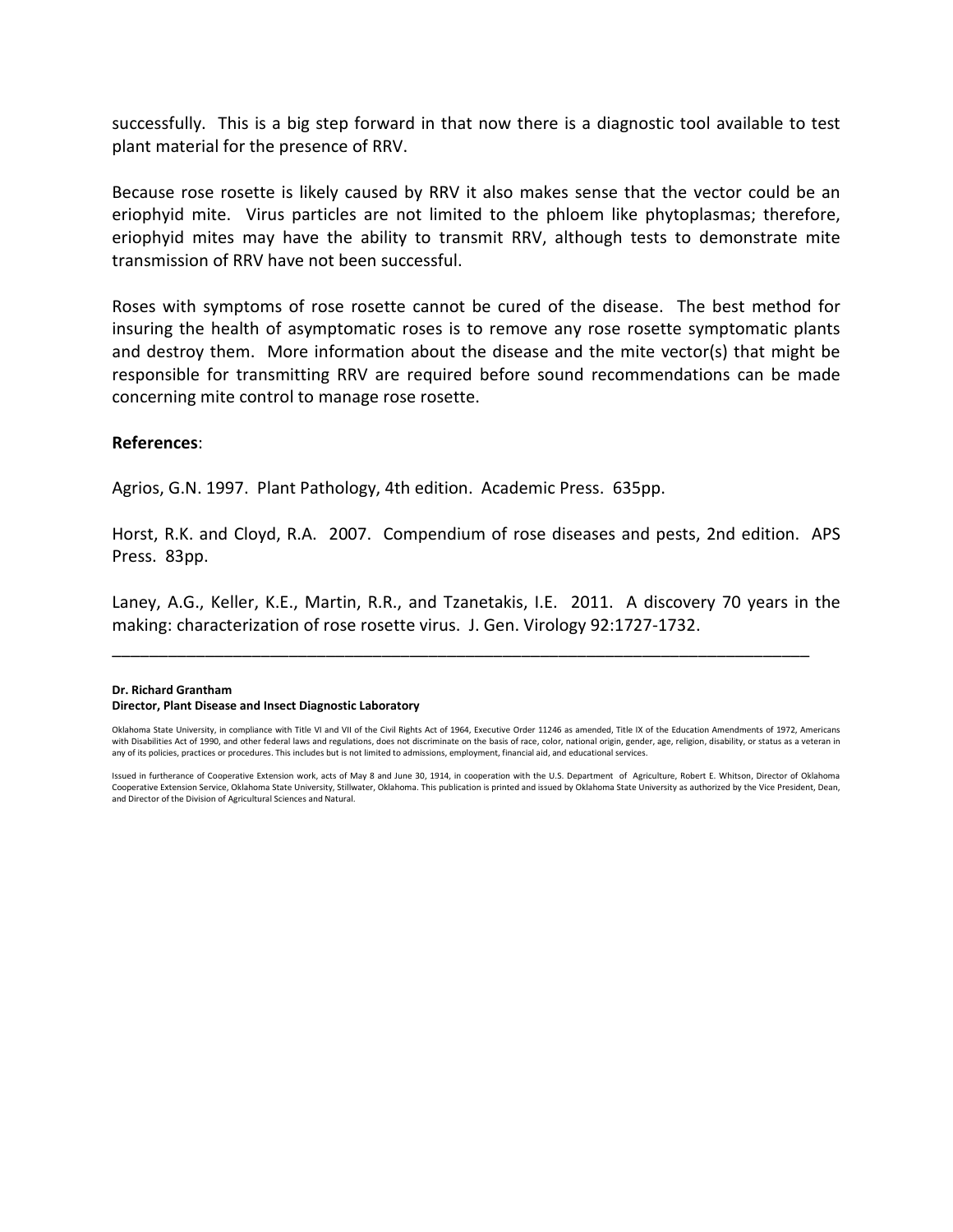successfully. This is a big step forward in that now there is a diagnostic tool available to test plant material for the presence of RRV.

Because rose rosette is likely caused by RRV it also makes sense that the vector could be an eriophyid mite. Virus particles are not limited to the phloem like phytoplasmas; therefore, eriophyid mites may have the ability to transmit RRV, although tests to demonstrate mite transmission of RRV have not been successful.

Roses with symptoms of rose rosette cannot be cured of the disease. The best method for insuring the health of asymptomatic roses is to remove any rose rosette symptomatic plants and destroy them. More information about the disease and the mite vector(s) that might be responsible for transmitting RRV are required before sound recommendations can be made concerning mite control to manage rose rosette.

**References**:

Agrios, G.N. 1997. Plant Pathology, 4th edition. Academic Press. 635pp.

Horst, R.K. and Cloyd, R.A. 2007. Compendium of rose diseases and pests, 2nd edition. APS Press. 83pp.

Laney, A.G., Keller, K.E., Martin, R.R., and Tzanetakis, I.E. 2011. A discovery 70 years in the making: characterization of rose rosette virus. J. Gen. Virology 92:1727-1732.

---

**Dr. Richard Grantham**
**Director, Plant Disease and Insect Diagnostic Laboratory**

Oklahoma State University, in compliance with Title VI and VII of the Civil Rights Act of 1964, Executive Order 11246 as amended, Title IX of the Education Amendments of 1972, Americans with Disabilities Act of 1990, and other federal laws and regulations, does not discriminate on the basis of race, color, national origin, gender, age, religion, disability, or status as a veteran in any of its policies, practices or procedures. This includes but is not limited to admissions, employment, financial aid, and educational services.

Issued in furtherance of Cooperative Extension work, acts of May 8 and June 30, 1914, in cooperation with the U.S. Department of Agriculture, Robert E. Whitson, Director of Oklahoma Cooperative Extension Service, Oklahoma State University, Stillwater, Oklahoma. This publication is printed and issued by Oklahoma State University as authorized by the Vice President, Dean, and Director of the Division of Agricultural Sciences and Natural.